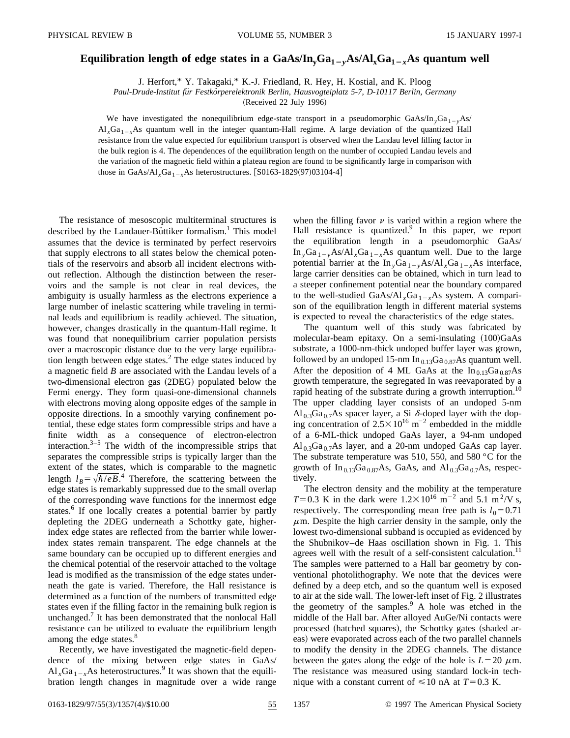# Equilibration length of edge states in a GaAs/$In_yGa_{1-y}As$/$Al_xGa_{1-x}As$ quantum well

J. Herfort,* Y. Takagaki,* K.-J. Friedland, R. Hey, H. Kostial, and K. Ploog

*Paul-Drude-Institut für Festkörperelektronik Berlin, Hausvogteiplatz 5-7, D-10117 Berlin, Germany*

(Received 22 July 1996)

We have investigated the nonequilibrium edge-state transport in a pseudomorphic GaAs/$In_yGa_{1-y}As$/$Al_xGa_{1-x}As$ quantum well in the integer quantum-Hall regime. A large deviation of the quantized Hall resistance from the value expected for equilibrium transport is observed when the Landau level filling factor in the bulk region is 4. The dependences of the equilibration length on the number of occupied Landau levels and the variation of the magnetic field within a plateau region are found to be significantly large in comparison with those in GaAs/$Al_xGa_{1-x}As$ heterostructures. [S0163-1829(97)03104-4]

The resistance of mesoscopic multiterminal structures is described by the Landauer-Büttiker formalism.[1] This model assumes that the device is terminated by perfect reservoirs that supply electrons to all states below the chemical potentials of the reservoirs and absorb all incident electrons without reflection. Although the distinction between the reservoirs and the sample is not clear in real devices, the ambiguity is usually harmless as the electrons experience a large number of inelastic scattering while traveling in terminal leads and equilibrium is readily achieved. The situation, however, changes drastically in the quantum-Hall regime. It was found that nonequilibrium carrier population persists over a macroscopic distance due to the very large equilibration length between edge states.[2] The edge states induced by a magnetic field $B$ are associated with the Landau levels of a two-dimensional electron gas (2DEG) populated below the Fermi energy. They form quasi-one-dimensional channels with electrons moving along opposite edges of the sample in opposite directions. In a smoothly varying confinement potential, these edge states form compressible strips and have a finite width as a consequence of electron-electron interaction.[3–5] The width of the incompressible strips that separates the compressible strips is typically larger than the extent of the states, which is comparable to the magnetic length $l_B=\sqrt{\hbar/eB}$.[4] Therefore, the scattering between the edge states is remarkably suppressed due to the small overlap of the corresponding wave functions for the innermost edge states.[6] If one locally creates a potential barrier by partly depleting the 2DEG underneath a Schottky gate, higher-index edge states are reflected from the barrier while lower-index states remain transparent. The edge channels at the same boundary can be occupied up to different energies and the chemical potential of the reservoir attached to the voltage lead is modified as the transmission of the edge states underneath the gate is varied. Therefore, the Hall resistance is determined as a function of the numbers of transmitted edge states even if the filling factor in the remaining bulk region is unchanged.[7] It has been demonstrated that the nonlocal Hall resistance can be utilized to evaluate the equilibrium length among the edge states.[8]

Recently, we have investigated the magnetic-field dependence of the mixing between edge states in GaAs/$Al_xGa_{1-x}As$ heterostructures.[9] It was shown that the equilibration length changes in magnitude over a wide range when the filling favor $\nu$ is varied within a region where the Hall resistance is quantized.[9] In this paper, we report the equilibration length in a pseudomorphic GaAs/$In_yGa_{1-y}As$/$Al_xGa_{1-x}As$ quantum well. Due to the large potential barrier at the $In_yGa_{1-y}As$/$Al_xGa_{1-x}As$ interface, large carrier densities can be obtained, which in turn lead to a steeper confinement potential near the boundary compared to the well-studied GaAs/$Al_xGa_{1-x}As$ system. A comparison of the equilibration length in different material systems is expected to reveal the characteristics of the edge states.

The quantum well of this study was fabricated by molecular-beam epitaxy. On a semi-insulating (100)GaAs substrate, a 1000-nm-thick undoped buffer layer was grown, followed by an undoped 15-nm $In_{0.13}Ga_{0.87}As$ quantum well. After the deposition of 4 ML GaAs at the $In_{0.13}Ga_{0.87}As$ growth temperature, the segregated In was reevaporated by a rapid heating of the substrate during a growth interruption.[10] The upper cladding layer consists of an undoped 5-nm $Al_{0.3}Ga_{0.7}As$ spacer layer, a Si $\delta$-doped layer with the doping concentration of $2.5\times10^{16}$ $m^{-2}$ embedded in the middle of a 6-ML-thick undoped GaAs layer, a 94-nm undoped $Al_{0.3}Ga_{0.7}As$ layer, and a 20-nm undoped GaAs cap layer. The substrate temperature was 510, 550, and 580 °C for the growth of $In_{0.13}Ga_{0.87}As$, GaAs, and $Al_{0.3}Ga_{0.7}As$, respectively.

The electron density and the mobility at the temperature $T=0.3$ K in the dark were $1.2\times10^{16}$ $m^{-2}$ and 5.1 $m^2$/V s, respectively. The corresponding mean free path is $l_0=0.71$ $\mu$m. Despite the high carrier density in the sample, only the lowest two-dimensional subband is occupied as evidenced by the Shubnikov–de Haas oscillation shown in Fig. 1. This agrees well with the result of a self-consistent calculation.[11] The samples were patterned to a Hall bar geometry by conventional photolithography. We note that the devices were defined by a deep etch, and so the quantum well is exposed to air at the side wall. The lower-left inset of Fig. 2 illustrates the geometry of the samples.[9] A hole was etched in the middle of the Hall bar. After alloyed AuGe/Ni contacts were processed (hatched squares), the Schottky gates (shaded areas) were evaporated across each of the two parallel channels to modify the density in the 2DEG channels. The distance between the gates along the edge of the hole is $L=20$ $\mu$m. The resistance was measured using standard lock-in technique with a constant current of $\leqslant 10$ nA at $T=0.3$ K.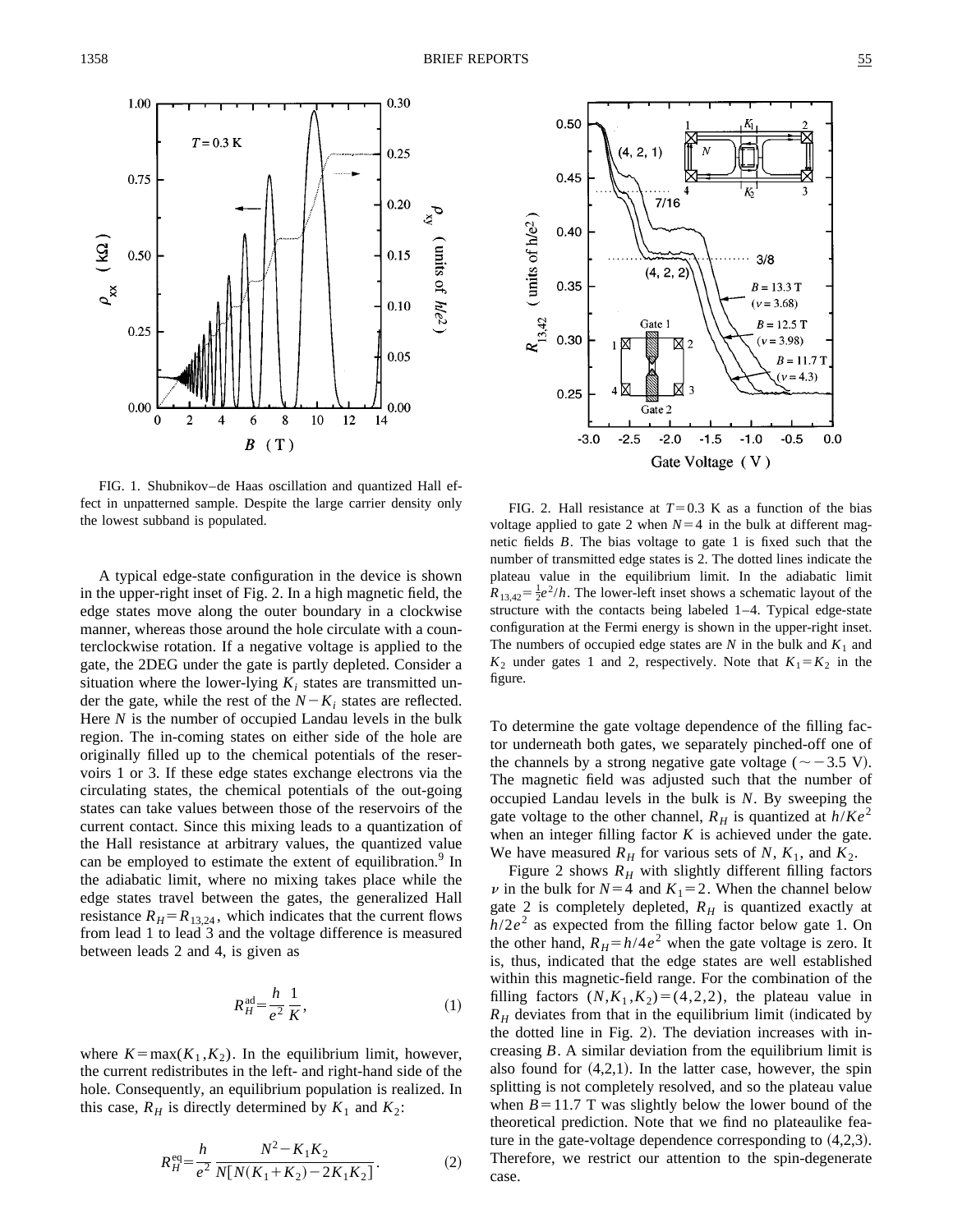FIG. 1. Shubnikov–de Haas oscillation and quantized Hall effect in unpatterned sample. Despite the large carrier density only the lowest subband is populated.

FIG. 2. Hall resistance at $T=0.3$ K as a function of the bias voltage applied to gate 2 when $N=4$ in the bulk at different magnetic fields $B$. The bias voltage to gate 1 is fixed such that the number of transmitted edge states is 2. The dotted lines indicate the plateau value in the equilibrium limit. In the adiabatic limit $R_{13,42}=\frac{1}{2}e^2/h$. The lower-left inset shows a schematic layout of the structure with the contacts being labeled 1–4. Typical edge-state configuration at the Fermi energy is shown in the upper-right inset. The numbers of occupied edge states are $N$ in the bulk and $K_1$ and $K_2$ under gates 1 and 2, respectively. Note that $K_1=K_2$ in the figure.

A typical edge-state configuration in the device is shown in the upper-right inset of Fig. 2. In a high magnetic field, the edge states move along the outer boundary in a clockwise manner, whereas those around the hole circulate with a counterclockwise rotation. If a negative voltage is applied to the gate, the 2DEG under the gate is partly depleted. Consider a situation where the lower-lying $K_i$ states are transmitted under the gate, while the rest of the $N-K_i$ states are reflected. Here $N$ is the number of occupied Landau levels in the bulk region. The in-coming states on either side of the hole are originally filled up to the chemical potentials of the reservoirs 1 or 3. If these edge states exchange electrons via the circulating states, the chemical potentials of the out-going states can take values between those of the reservoirs of the current contact. Since this mixing leads to a quantization of the Hall resistance at arbitrary values, the quantized value can be employed to estimate the extent of equilibration.[9] In the adiabatic limit, where no mixing takes place while the edge states travel between the gates, the generalized Hall resistance $R_H=R_{13,24}$, which indicates that the current flows from lead 1 to lead 3 and the voltage difference is measured between leads 2 and 4, is given as

$$R_H^{\mathrm{ad}}=\frac{h}{e^2}\frac{1}{K}, \tag{1}$$

where $K=\max(K_1,K_2)$. In the equilibrium limit, however, the current redistributes in the left- and right-hand side of the hole. Consequently, an equilibrium population is realized. In this case, $R_H$ is directly determined by $K_1$ and $K_2$:

$$R_H^{\mathrm{eq}}=\frac{h}{e^2}\frac{N^2-K_1K_2}{N[N(K_1+K_2)-2K_1K_2]}. \tag{2}$$

To determine the gate voltage dependence of the filling factor underneath both gates, we separately pinched-off one of the channels by a strong negative gate voltage ($\sim -3.5$ V). The magnetic field was adjusted such that the number of occupied Landau levels in the bulk is $N$. By sweeping the gate voltage to the other channel, $R_H$ is quantized at $h/Ke^2$ when an integer filling factor $K$ is achieved under the gate. We have measured $R_H$ for various sets of $N$, $K_1$, and $K_2$.

Figure 2 shows $R_H$ with slightly different filling factors $\nu$ in the bulk for $N=4$ and $K_1=2$. When the channel below gate 2 is completely depleted, $R_H$ is quantized exactly at $h/2e^2$ as expected from the filling factor below gate 1. On the other hand, $R_H=h/4e^2$ when the gate voltage is zero. It is, thus, indicated that the edge states are well established within this magnetic-field range. For the combination of the filling factors $(N,K_1,K_2)=(4,2,2)$, the plateau value in $R_H$ deviates from that in the equilibrium limit (indicated by the dotted line in Fig. 2). The deviation increases with increasing $B$. A similar deviation from the equilibrium limit is also found for $(4,2,1)$. In the latter case, however, the spin splitting is not completely resolved, and so the plateau value when $B=11.7$ T was slightly below the lower bound of the theoretical prediction. Note that we find no plateaulike feature in the gate-voltage dependence corresponding to $(4,2,3)$. Therefore, we restrict our attention to the spin-degenerate case.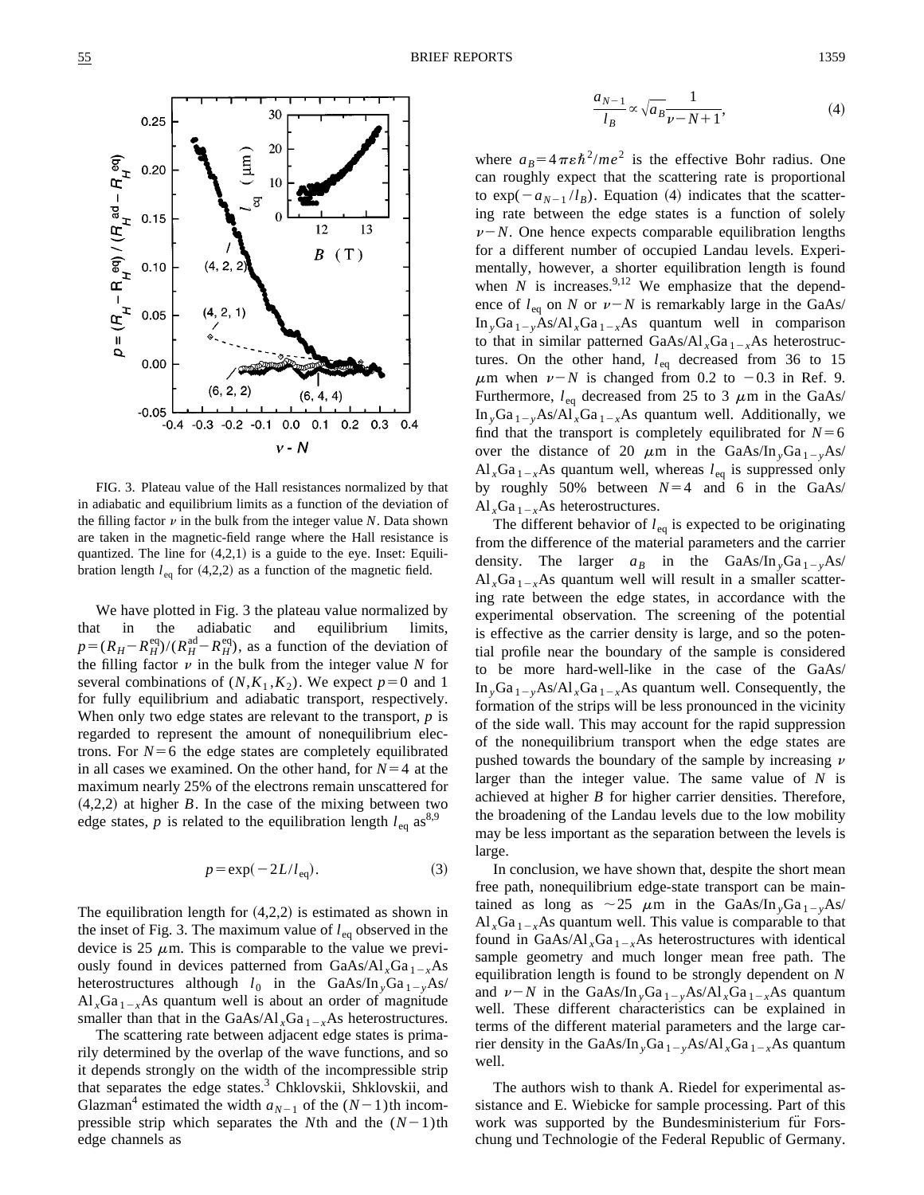FIG. 3. Plateau value of the Hall resistances normalized by that in adiabatic and equilibrium limits as a function of the deviation of the filling factor $\nu$ in the bulk from the integer value $N$. Data shown are taken in the magnetic-field range where the Hall resistance is quantized. The line for (4,2,1) is a guide to the eye. Inset: Equilibration length $l_{\mathrm{eq}}$ for (4,2,2) as a function of the magnetic field.

We have plotted in Fig. 3 the plateau value normalized by that in the adiabatic and equilibrium limits, $p=(R_H-R_H^{\mathrm{eq}})/(R_H^{\mathrm{ad}}-R_H^{\mathrm{eq}})$, as a function of the deviation of the filling factor $\nu$ in the bulk from the integer value $N$ for several combinations of $(N,K_1,K_2)$. We expect $p=0$ and 1 for fully equilibrium and adiabatic transport, respectively. When only two edge states are relevant to the transport, $p$ is regarded to represent the amount of nonequilibrium electrons. For $N=6$ the edge states are completely equilibrated in all cases we examined. On the other hand, for $N=4$ at the maximum nearly 25% of the electrons remain unscattered for (4,2,2) at higher $B$. In the case of the mixing between two edge states, $p$ is related to the equilibration length $l_{\mathrm{eq}}$ as[8,9]

$$p=\exp(-2L/l_{\mathrm{eq}}). \tag{3}$$

The equilibration length for (4,2,2) is estimated as shown in the inset of Fig. 3. The maximum value of $l_{\mathrm{eq}}$ observed in the device is 25 $\mu$m. This is comparable to the value we previously found in devices patterned from GaAs/$Al_xGa_{1-x}As$ heterostructures although $l_0$ in the GaAs/$In_yGa_{1-y}As$/$Al_xGa_{1-x}As$ quantum well is about an order of magnitude smaller than that in the GaAs/$Al_xGa_{1-x}As$ heterostructures.

The scattering rate between adjacent edge states is primarily determined by the overlap of the wave functions, and so it depends strongly on the width of the incompressible strip that separates the edge states.[3] Chklovskii, Shklovskii, and Glazman[4] estimated the width $a_{N-1}$ of the $(N-1)$th incompressible strip which separates the $N$th and the $(N-1)$th edge channels as

$$\frac{a_{N-1}}{l_B}\propto\sqrt{a_B}\frac{1}{\nu-N+1}, \tag{4}$$

where $a_B=4\pi\varepsilon\hbar^2/me^2$ is the effective Bohr radius. One can roughly expect that the scattering rate is proportional to $\exp(-a_{N-1}/l_B)$. Equation (4) indicates that the scattering rate between the edge states is a function of solely $\nu-N$. One hence expects comparable equilibration lengths for a different number of occupied Landau levels. Experimentally, however, a shorter equilibration length is found when $N$ is increases.[9,12] We emphasize that the dependence of $l_{\mathrm{eq}}$ on $N$ or $\nu-N$ is remarkably large in the GaAs/$In_yGa_{1-y}As$/$Al_xGa_{1-x}As$ quantum well in comparison to that in similar patterned GaAs/$Al_xGa_{1-x}As$ heterostructures. On the other hand, $l_{\mathrm{eq}}$ decreased from 36 to 15 $\mu$m when $\nu-N$ is changed from 0.2 to $-0.3$ in Ref. 9. Furthermore, $l_{\mathrm{eq}}$ decreased from 25 to 3 $\mu$m in the GaAs/$In_yGa_{1-y}As$/$Al_xGa_{1-x}As$ quantum well. Additionally, we find that the transport is completely equilibrated for $N=6$ over the distance of 20 $\mu$m in the GaAs/$In_yGa_{1-y}As$/$Al_xGa_{1-x}As$ quantum well, whereas $l_{\mathrm{eq}}$ is suppressed only by roughly 50% between $N=4$ and 6 in the GaAs/$Al_xGa_{1-x}As$ heterostructures.

The different behavior of $l_{\mathrm{eq}}$ is expected to be originating from the difference of the material parameters and the carrier density. The larger $a_B$ in the GaAs/$In_yGa_{1-y}As$/$Al_xGa_{1-x}As$ quantum well will result in a smaller scattering rate between the edge states, in accordance with the experimental observation. The screening of the potential is effective as the carrier density is large, and so the potential profile near the boundary of the sample is considered to be more hard-well-like in the case of the GaAs/$In_yGa_{1-y}As$/$Al_xGa_{1-x}As$ quantum well. Consequently, the formation of the strips will be less pronounced in the vicinity of the side wall. This may account for the rapid suppression of the nonequilibrium transport when the edge states are pushed towards the boundary of the sample by increasing $\nu$ larger than the integer value. The same value of $N$ is achieved at higher $B$ for higher carrier densities. Therefore, the broadening of the Landau levels due to the low mobility may be less important as the separation between the levels is large.

In conclusion, we have shown that, despite the short mean free path, nonequilibrium edge-state transport can be maintained as long as $\sim$25 $\mu$m in the GaAs/$In_yGa_{1-y}As$/$Al_xGa_{1-x}As$ quantum well. This value is comparable to that found in GaAs/$Al_xGa_{1-x}As$ heterostructures with identical sample geometry and much longer mean free path. The equilibration length is found to be strongly dependent on $N$ and $\nu-N$ in the GaAs/$In_yGa_{1-y}As$/$Al_xGa_{1-x}As$ quantum well. These different characteristics can be explained in terms of the different material parameters and the large carrier density in the GaAs/$In_yGa_{1-y}As$/$Al_xGa_{1-x}As$ quantum well.

The authors wish to thank A. Riedel for experimental assistance and E. Wiebicke for sample processing. Part of this work was supported by the Bundesministerium für Forschung und Technologie of the Federal Republic of Germany.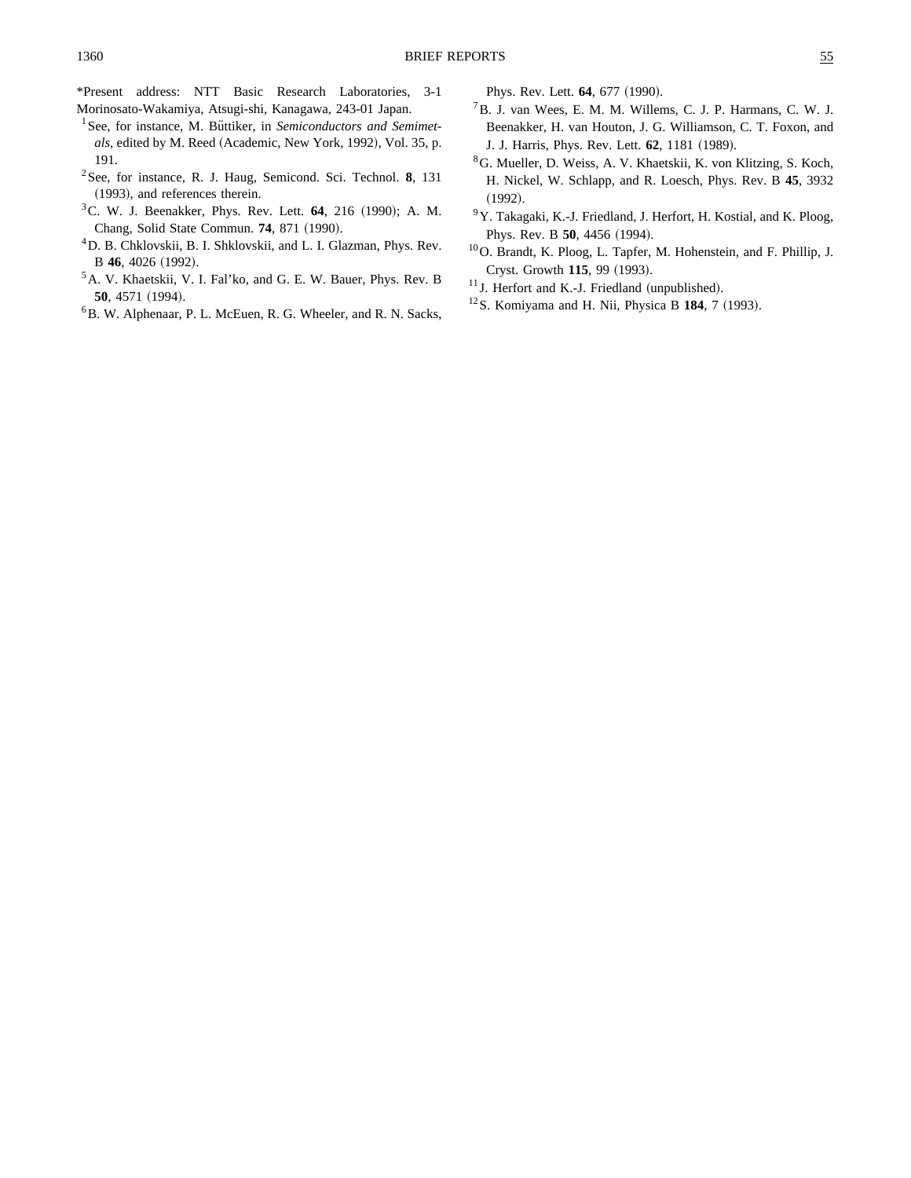*Present address: NTT Basic Research Laboratories, 3-1 Morinosato-Wakamiya, Atsugi-shi, Kanagawa, 243-01 Japan.

[1] See, for instance, M. Büttiker, in *Semiconductors and Semimetals*, edited by M. Reed (Academic, New York, 1992), Vol. 35, p. 191.

[2] See, for instance, R. J. Haug, Semicond. Sci. Technol. **8**, 131 (1993), and references therein.

[3] C. W. J. Beenakker, Phys. Rev. Lett. **64**, 216 (1990); A. M. Chang, Solid State Commun. **74**, 871 (1990).

[4] D. B. Chklovskii, B. I. Shklovskii, and L. I. Glazman, Phys. Rev. B **46**, 4026 (1992).

[5] A. V. Khaetskii, V. I. Fal'ko, and G. E. W. Bauer, Phys. Rev. B **50**, 4571 (1994).

[6] B. W. Alphenaar, P. L. McEuen, R. G. Wheeler, and R. N. Sacks, Phys. Rev. Lett. **64**, 677 (1990).

[7] B. J. van Wees, E. M. M. Willems, C. J. P. Harmans, C. W. J. Beenakker, H. van Houton, J. G. Williamson, C. T. Foxon, and J. J. Harris, Phys. Rev. Lett. **62**, 1181 (1989).

[8] G. Mueller, D. Weiss, A. V. Khaetskii, K. von Klitzing, S. Koch, H. Nickel, W. Schlapp, and R. Loesch, Phys. Rev. B **45**, 3932 (1992).

[9] Y. Takagaki, K.-J. Friedland, J. Herfort, H. Kostial, and K. Ploog, Phys. Rev. B **50**, 4456 (1994).

[10] O. Brandt, K. Ploog, L. Tapfer, M. Hohenstein, and F. Phillip, J. Cryst. Growth **115**, 99 (1993).

[11] J. Herfort and K.-J. Friedland (unpublished).

[12] S. Komiyama and H. Nii, Physica B **184**, 7 (1993).